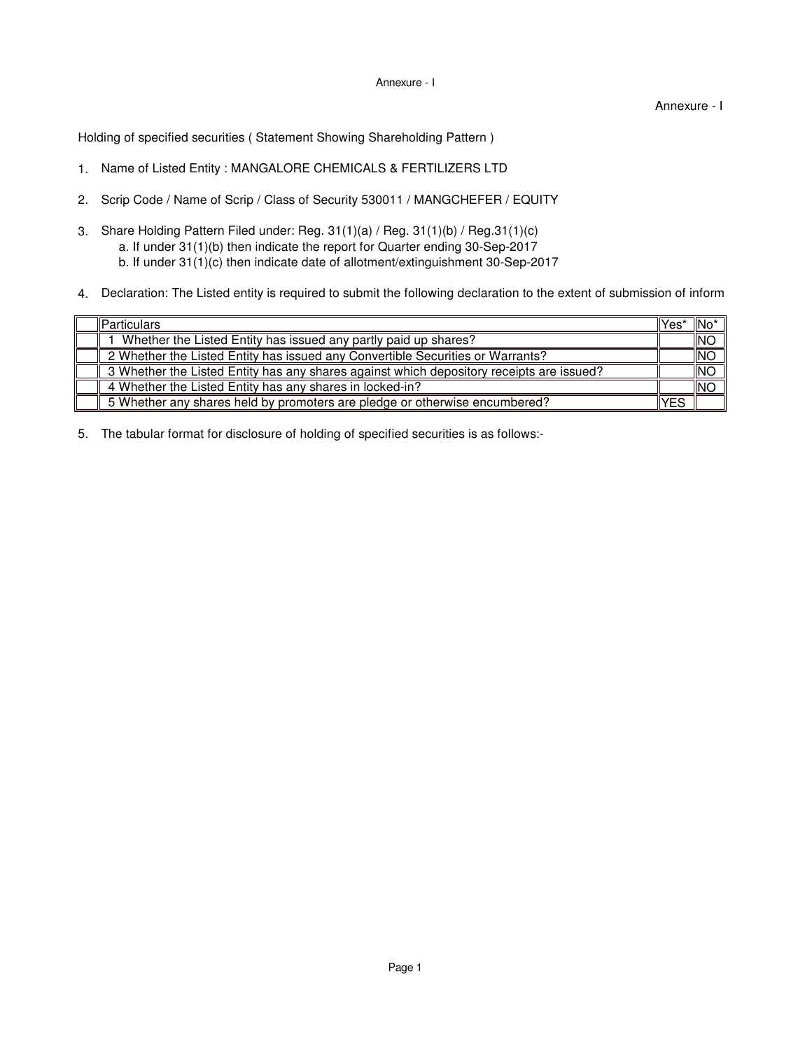Annexure - I

Annexure - I

Holding of specified securities ( Statement Showing Shareholding Pattern )

1. Name of Listed Entity : MANGALORE CHEMICALS & FERTILIZERS LTD

2. Scrip Code / Name of Scrip / Class of Security 530011 / MANGCHEFER / EQUITY

3. Share Holding Pattern Filed under: Reg. 31(1)(a) / Reg. 31(1)(b) / Reg.31(1)(c)
   a. If under 31(1)(b) then indicate the report for Quarter ending 30-Sep-2017
   b. If under 31(1)(c) then indicate date of allotment/extinguishment 30-Sep-2017

4. Declaration: The Listed entity is required to submit the following declaration to the extent of submission of inform

| | Particulars | Yes* | No* |
|---|---|---|---|
| | 1 Whether the Listed Entity has issued any partly paid up shares? | | NO |
| | 2 Whether the Listed Entity has issued any Convertible Securities or Warrants? | | NO |
| | 3 Whether the Listed Entity has any shares against which depository receipts are issued? | | NO |
| | 4 Whether the Listed Entity has any shares in locked-in? | | NO |
| | 5 Whether any shares held by promoters are pledge or otherwise encumbered? | YES | |

5. The tabular format for disclosure of holding of specified securities is as follows:-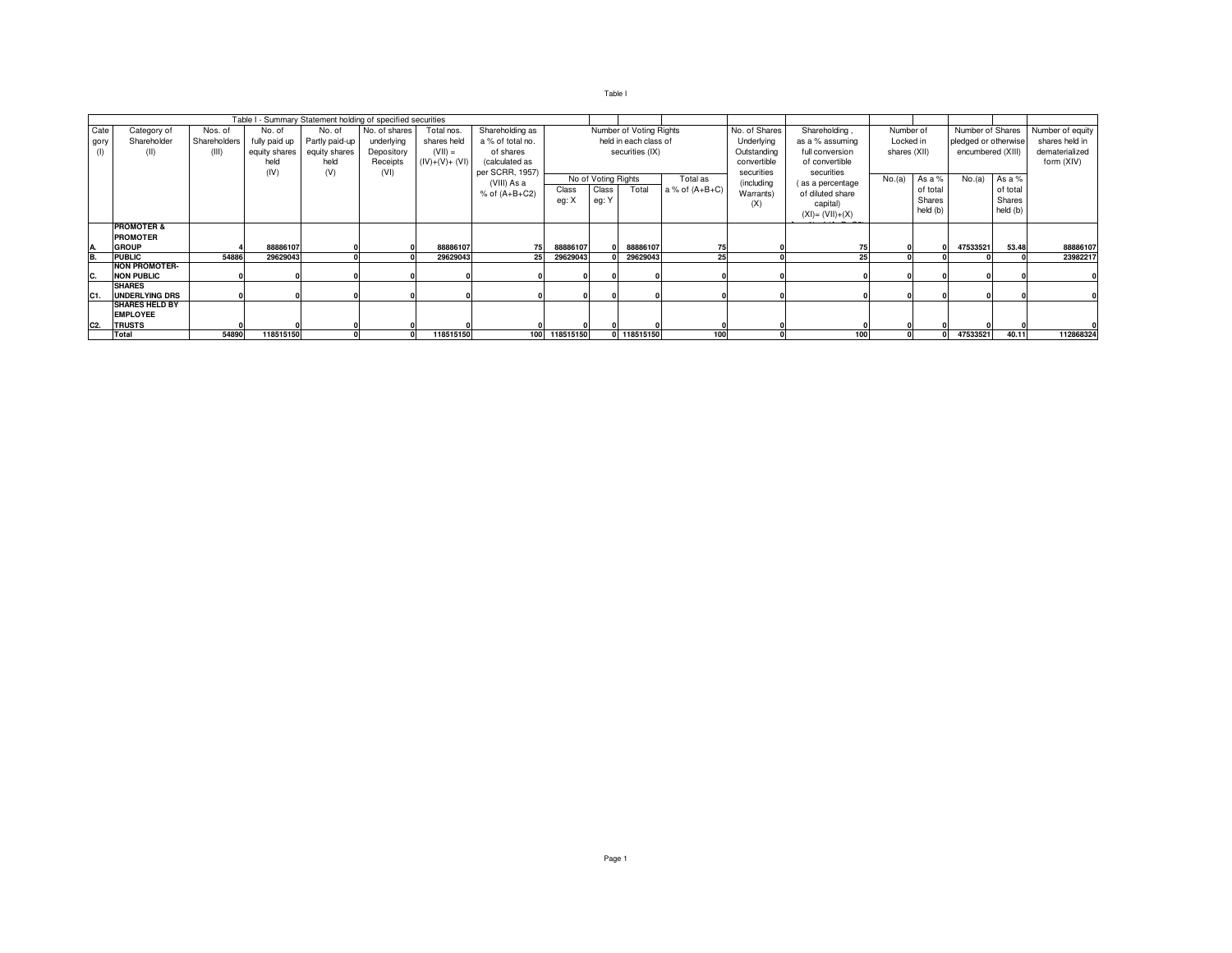Table I

| Table I - Summary Statement holding of specified securities | | | | | | | | | | | | | | | | | | | |
|---|---|---|---|---|---|---|---|---|---|---|---|---|---|---|---|---|---|---|---|
| Category (I) | Category of Shareholder (II) | Nos. of Shareholders (III) | No. of fully paid up equity shares held (IV) | No. of Partly paid-up equity shares held (V) | No. of shares underlying Depository Receipts (VI) | Total nos. shares held (VII) = (IV)+(V)+ (VI) | Shareholding as a % of total no. of shares (calculated as per SCRR, 1957) (VIII) As a % of (A+B+C2) | Number of Voting Rights held in each class of securities (IX) | | | | No. of Shares Underlying Outstanding convertible securities (including Warrants) (X) | Shareholding , as a % assuming full conversion of convertible securities ( as a percentage of diluted share capital) (XI)= (VII)+(X) | Number of Locked in shares (XII) | | Number of Shares pledged or otherwise encumbered (XIII) | | Number of equity shares held in dematerialized form (XIV) |
| | | | | | | | | No of Voting Rights | | | Total as a % of (A+B+C) | | | No.(a) | As a % of total Shares held (b) | No.(a) | As a % of total Shares held (b) | |
| | | | | | | | | Class eg: X | Class eg: Y | Total | | | | | | | | |
| A. | **PROMOTER & PROMOTER GROUP** | 4 | 88886107 | 0 | 0 | 88886107 | 75 | 88886107 | 0 | 88886107 | 75 | 0 | 75 | 0 | 0 | 47533521 | 53.48 | 88886107 |
| B. | **PUBLIC** | 54886 | 29629043 | 0 | 0 | 29629043 | 25 | 29629043 | 0 | 29629043 | 25 | 0 | 25 | 0 | 0 | 0 | 0 | 23982217 |
| C. | **NON PROMOTER-NON PUBLIC** | 0 | 0 | 0 | 0 | 0 | 0 | 0 | 0 | 0 | 0 | 0 | 0 | 0 | 0 | 0 | 0 | 0 |
| C1. | **SHARES UNDERLYING DRS** | 0 | 0 | 0 | 0 | 0 | 0 | 0 | 0 | 0 | 0 | 0 | 0 | 0 | 0 | 0 | 0 | 0 |
| C2. | **SHARES HELD BY EMPLOYEE TRUSTS** | 0 | 0 | 0 | 0 | 0 | 0 | 0 | 0 | 0 | 0 | 0 | 0 | 0 | 0 | 0 | 0 | 0 |
| | **Total** | 54890 | 118515150 | 0 | 0 | 118515150 | 100 | 118515150 | 0 | 118515150 | 100 | 0 | 100 | 0 | 0 | 47533521 | 40.11 | 112868324 |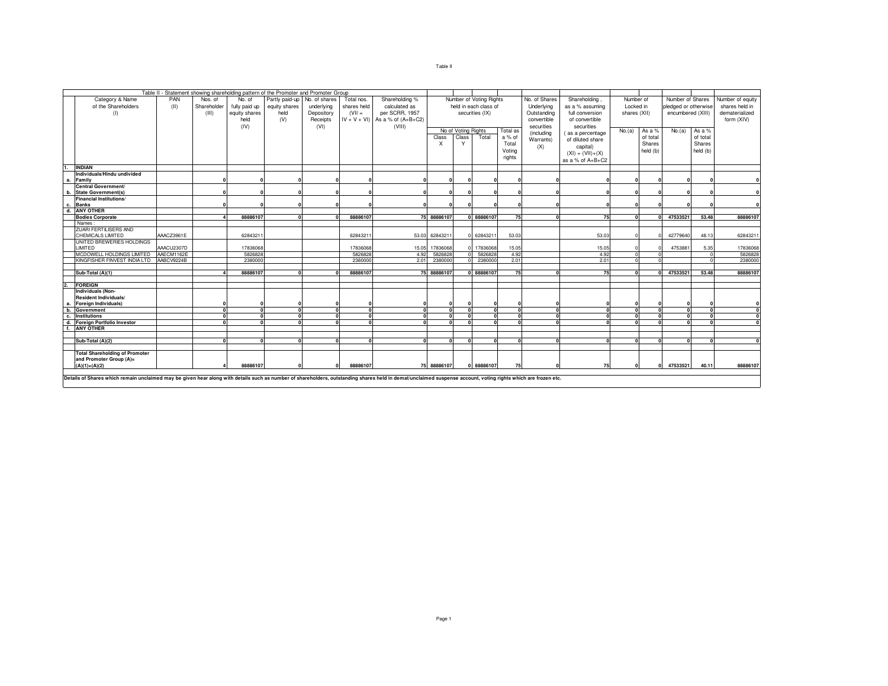Table II

| | Table II - Statement showing shareholding pattern of the Promoter and Promoter Group | | | | | | | | | | | | | | | | | | | |
|---|---|---|---|---|---|---|---|---|---|---|---|---|---|---|---|---|---|---|---|---|
| | Category & Name of the Shareholders (I) | PAN (II) | Nos. of Shareholder (III) | No. of fully paid up equity shares held (IV) | Partly paid-up equity shares held (V) | No. of shares underlying Depository Receipts (VI) | Total nos. shares held (VII = IV + V + VI) | Shareholding % calculated as per SCRR, 1957 As a % of (A+B+C2) (VIII) | Number of Voting Rights held in each class of securities (IX) | | | | No. of Shares Underlying Outstanding convertible securities (including Warrants) (X) | Shareholding , as a % assuming full conversion of convertible securities ( as a percentage of diluted share capital) (XI) = (VII)+(X) as a % of A+B+C2 | Number of Locked in shares (XII) | | Number of Shares pledged or otherwise encumbered (XIII) | | Number of equity shares held in dematerialized form (XIV) |
| | | | | | | | | | No of Voting Rights | | | Total as a % of Total Voting rights | | | No.(a) | As a % of total Shares held (b) | No.(a) | As a % of total Shares held (b) | |
| | | | | | | | | | Class X | Class Y | Total | | | | | | | | |
| 1. | **INDIAN** | | | | | | | | | | | | | | | | | | |
| a. | **Individuals/Hindu undivided Family** | | 0 | 0 | 0 | 0 | 0 | 0 | 0 | 0 | 0 | 0 | 0 | 0 | 0 | 0 | 0 | 0 | 0 |
| b. | **Central Government/ State Government(s)** | | 0 | 0 | 0 | 0 | 0 | 0 | 0 | 0 | 0 | 0 | 0 | 0 | 0 | 0 | 0 | 0 | 0 |
| c. | **Financial Institutions/ Banks** | | 0 | 0 | 0 | 0 | 0 | 0 | 0 | 0 | 0 | 0 | 0 | 0 | 0 | 0 | 0 | 0 | 0 |
| d. | **ANY OTHER** | | | | | | | | | | | | | | | | | | |
| | **Bodies Corporate** | | 4 | 88886107 | 0 | 0 | 88886107 | 75 | 88886107 | 0 | 88886107 | 75 | 0 | 75 | 0 | 0 | 47533521 | 53.48 | 88886107 |
| | Names : | | | | | | | | | | | | | | | | | | |
| | ZUARI FERTILISERS AND CHEMICALS LIMITED | AAACZ3961E | | 62843211 | | | 62843211 | 53.03 | 62843211 | 0 | 62843211 | 53.03 | | 53.03 | 0 | 0 | 42779640 | 48.13 | 62843211 |
| | UNITED BREWERIES HOLDINGS LIMITED | AAACU2307D | | 17836068 | | | 17836068 | 15.05 | 17836068 | 0 | 17836068 | 15.05 | | 15.05 | 0 | 0 | 4753881 | 5.35 | 17836068 |
| | MCDOWELL HOLDINGS LIMITED | AAECM1162E | | 5826828 | | | 5826828 | 4.92 | 5826828 | 0 | 5826828 | 4.92 | | 4.92 | 0 | 0 | | 0 | 5826828 |
| | KINGFISHER FINVEST INDIA LTD | AABCV9224B | | 2380000 | | | 2380000 | 2.01 | 2380000 | 0 | 2380000 | 2.01 | | 2.01 | 0 | 0 | | 0 | 2380000 |
| | **Sub-Total (A)(1)** | | 4 | 88886107 | 0 | 0 | 88886107 | 75 | 88886107 | 0 | 88886107 | 75 | 0 | 75 | 0 | 0 | 47533521 | 53.48 | 88886107 |
| 2. | **FOREIGN** | | | | | | | | | | | | | | | | | | |
| a. | **Individuals (Non-Resident Individuals/ Foreign Individuals)** | | 0 | 0 | 0 | 0 | 0 | 0 | 0 | 0 | 0 | 0 | 0 | 0 | 0 | 0 | 0 | 0 | 0 |
| b. | **Government** | | 0 | 0 | 0 | 0 | 0 | 0 | 0 | 0 | 0 | 0 | 0 | 0 | 0 | 0 | 0 | 0 | 0 |
| c. | **Institutions** | | 0 | 0 | 0 | 0 | 0 | 0 | 0 | 0 | 0 | 0 | 0 | 0 | 0 | 0 | 0 | 0 | 0 |
| d. | **Foreign Portfolio Investor** | | 0 | 0 | 0 | 0 | 0 | 0 | 0 | 0 | 0 | 0 | 0 | 0 | 0 | 0 | 0 | 0 | 0 |
| f. | **ANY OTHER** | | | | | | | | | | | | | | | | | | |
| | **Sub-Total (A)(2)** | | 0 | 0 | 0 | 0 | 0 | 0 | 0 | 0 | 0 | 0 | 0 | 0 | 0 | 0 | 0 | 0 | 0 |
| | **Total Shareholding of Promoter and Promoter Group (A)= (A)(1)+(A)(2)** | | 4 | 88886107 | 0 | 0 | 88886107 | 75 | 88886107 | 0 | 88886107 | 75 | 0 | 75 | 0 | 0 | 47533521 | 40.11 | 88886107 |

**Details of Shares which remain unclaimed may be given hear along with details such as number of shareholders, outstanding shares held in demat/unclaimed suspense account, voting rights which are frozen etc.**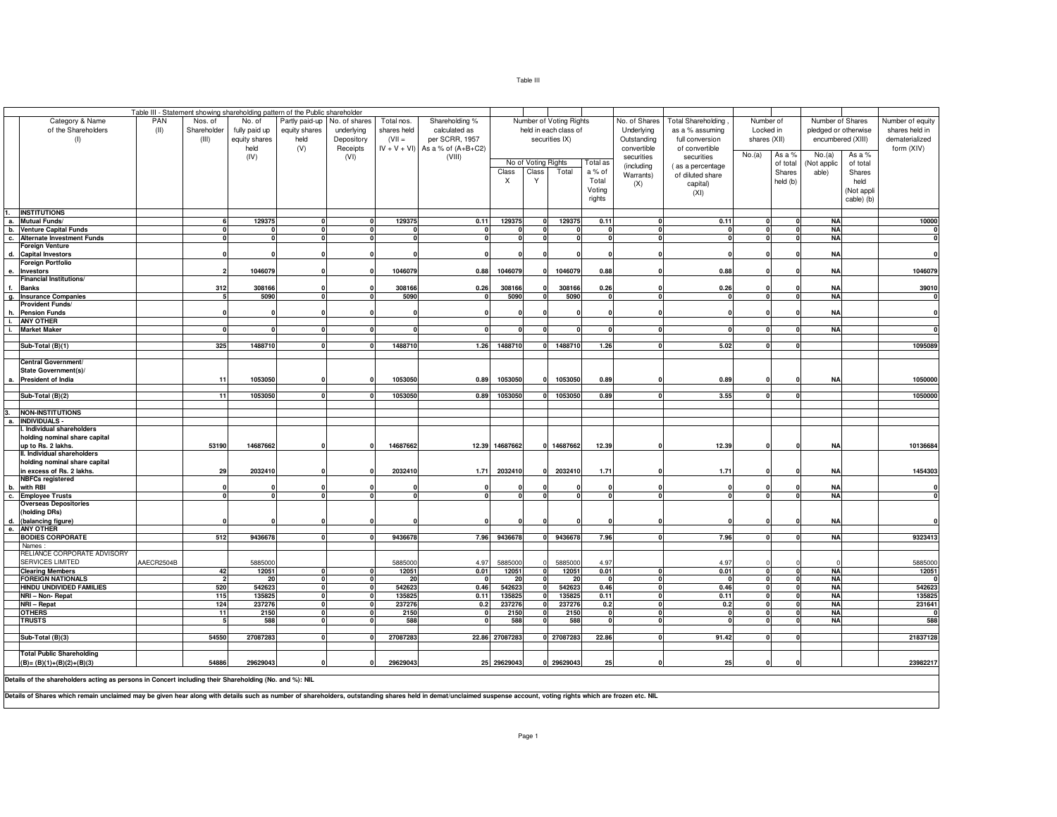Table III - Statement showing shareholding pattern of the Public shareholder

| | Category & Name of the Shareholders (I) | PAN (II) | Nos. of Shareholder (III) | No. of fully paid up equity shares held (IV) | Partly paid-up equity shares held (V) | No. of shares underlying Depository Receipts (VI) | Total nos. shares held (VII = IV + V + VI) | Shareholding % calculated as per SCRR, 1957 As a % of (A+B+C2) (VIII) | Number of Voting Rights held in each class of securities (IX) | | | | No. of Shares Underlying Outstanding convertible securities (including Warrants) (X) | Total Shareholding , as a % assuming full conversion of convertible securities ( as a percentage of diluted share capital) (XI) | Number of Locked in shares (XII) | | Number of Shares pledged or otherwise encumbered (XIII) | | Number of equity shares held in dematerialized form (XIV) |
|---|---|---|---|---|---|---|---|---|---|---|---|---|---|---|---|---|---|---|---|
| | | | | | | | | | No of Voting Rights | | | Total as a % of Total Voting rights | | | No.(a) | As a % of total Shares held (b) | No.(a) (Not applicable) | As a % of total Shares held (Not applicable) (b) | |
| | | | | | | | | | Class X | Class Y | Total | | | | | | | | |
| 1. | **INSTITUTIONS** | | | | | | | | | | | | | | | | | | |
| a. | **Mutual Funds/** | | 6 | 129375 | 0 | 0 | 129375 | 0.11 | 129375 | 0 | 129375 | 0.11 | 0 | 0.11 | 0 | 0 | NA | | 10000 |
| b. | **Venture Capital Funds** | | 0 | 0 | 0 | 0 | 0 | 0 | 0 | 0 | 0 | 0 | 0 | 0 | 0 | 0 | NA | | 0 |
| c. | **Alternate Investment Funds** | | 0 | 0 | 0 | 0 | 0 | 0 | 0 | 0 | 0 | 0 | 0 | 0 | 0 | 0 | NA | | 0 |
| d. | **Foreign Venture Capital Investors** | | 0 | 0 | 0 | 0 | 0 | 0 | 0 | 0 | 0 | 0 | 0 | 0 | 0 | 0 | NA | | 0 |
| e. | **Foreign Portfolio Investors** | | 2 | 1046079 | 0 | 0 | 1046079 | 0.88 | 1046079 | 0 | 1046079 | 0.88 | 0 | 0.88 | 0 | 0 | NA | | 1046079 |
| f. | **Financial Institutions/ Banks** | | 312 | 308166 | 0 | 0 | 308166 | 0.26 | 308166 | 0 | 308166 | 0.26 | 0 | 0.26 | 0 | 0 | NA | | 39010 |
| g. | **Insurance Companies** | | 5 | 5090 | 0 | 0 | 5090 | 0 | 5090 | 0 | 5090 | 0 | 0 | 0 | 0 | 0 | NA | | 0 |
| h. | **Provident Funds/ Pension Funds** | | 0 | 0 | 0 | 0 | 0 | 0 | 0 | 0 | 0 | 0 | 0 | 0 | 0 | 0 | NA | | 0 |
| i. | **ANY OTHER** | | | | | | | | | | | | | | | | | | |
| i. | **Market Maker** | | 0 | 0 | 0 | 0 | 0 | 0 | 0 | 0 | 0 | 0 | 0 | 0 | 0 | 0 | NA | | 0 |
| | **Sub-Total (B)(1)** | | 325 | 1488710 | 0 | 0 | 1488710 | 1.26 | 1488710 | 0 | 1488710 | 1.26 | 0 | 5.02 | 0 | 0 | | | 1095089 |
| a. | **Central Government/ State Government(s)/ President of India** | | 11 | 1053050 | 0 | 0 | 1053050 | 0.89 | 1053050 | 0 | 1053050 | 0.89 | 0 | 0.89 | 0 | 0 | NA | | 1050000 |
| | **Sub-Total (B)(2)** | | 11 | 1053050 | 0 | 0 | 1053050 | 0.89 | 1053050 | 0 | 1053050 | 0.89 | 0 | 3.55 | 0 | 0 | | | 1050000 |
| 3. | **NON-INSTITUTIONS** | | | | | | | | | | | | | | | | | | |
| a. | **INDIVIDUALS -** | | | | | | | | | | | | | | | | | | |
| | **I. Individual shareholders holding nominal share capital up to Rs. 2 lakhs.** | | 53190 | 14687662 | 0 | 0 | 14687662 | 12.39 | 14687662 | 0 | 14687662 | 12.39 | 0 | 12.39 | 0 | 0 | NA | | 10136684 |
| | **II. Individual shareholders holding nominal share capital in excess of Rs. 2 lakhs.** | | 29 | 2032410 | 0 | 0 | 2032410 | 1.71 | 2032410 | 0 | 2032410 | 1.71 | 0 | 1.71 | 0 | 0 | NA | | 1454303 |
| b. | **NBFCs registered with RBI** | | 0 | 0 | 0 | 0 | 0 | 0 | 0 | 0 | 0 | 0 | 0 | 0 | 0 | 0 | NA | | 0 |
| c. | **Employee Trusts** | | 0 | 0 | 0 | 0 | 0 | 0 | 0 | 0 | 0 | 0 | 0 | 0 | 0 | 0 | NA | | 0 |
| d. | **Overseas Depositories (holding DRs) (balancing figure)** | | 0 | 0 | 0 | 0 | 0 | 0 | 0 | 0 | 0 | 0 | 0 | 0 | 0 | 0 | NA | | 0 |
| e. | **ANY OTHER** | | | | | | | | | | | | | | | | | | |
| | **BODIES CORPORATE** | | 512 | 9436678 | 0 | 0 | 9436678 | 7.96 | 9436678 | 0 | 9436678 | 7.96 | 0 | 7.96 | 0 | 0 | NA | | 9323413 |
| | Names : | | | | | | | | | | | | | | | | | | |
| | RELIANCE CORPORATE ADVISORY SERVICES LIMITED | AAECR2504B | | 5885000 | | | 5885000 | 4.97 | 5885000 | 0 | 5885000 | 4.97 | | 4.97 | 0 | 0 | 0 | | 5885000 |
| | **Clearing Members** | | 42 | 12051 | 0 | 0 | 12051 | 0.01 | 12051 | 0 | 12051 | 0.01 | 0 | 0.01 | 0 | 0 | NA | | 12051 |
| | **FOREIGN NATIONALS** | | 2 | 20 | 0 | 0 | 20 | 0 | 20 | 0 | 20 | 0 | 0 | 0 | 0 | 0 | NA | | 0 |
| | **HINDU UNDIVIDED FAMILIES** | | 520 | 542623 | 0 | 0 | 542623 | 0.46 | 542623 | 0 | 542623 | 0.46 | 0 | 0.46 | 0 | 0 | NA | | 542623 |
| | **NRI – Non- Repat** | | 115 | 135825 | 0 | 0 | 135825 | 0.11 | 135825 | 0 | 135825 | 0.11 | 0 | 0.11 | 0 | 0 | NA | | 135825 |
| | **NRI – Repat** | | 124 | 237276 | 0 | 0 | 237276 | 0.2 | 237276 | 0 | 237276 | 0.2 | 0 | 0.2 | 0 | 0 | NA | | 231641 |
| | **OTHERS** | | 11 | 2150 | 0 | 0 | 2150 | 0 | 2150 | 0 | 2150 | 0 | 0 | 0 | 0 | 0 | NA | | 0 |
| | **TRUSTS** | | 5 | 588 | 0 | 0 | 588 | 0 | 588 | 0 | 588 | 0 | 0 | 0 | 0 | 0 | NA | | 588 |
| | **Sub-Total (B)(3)** | | 54550 | 27087283 | 0 | 0 | 27087283 | 22.86 | 27087283 | 0 | 27087283 | 22.86 | 0 | 91.42 | 0 | 0 | | | 21837128 |
| | **Total Public Shareholding (B)= (B)(1)+(B)(2)+(B)(3)** | | 54886 | 29629043 | 0 | 0 | 29629043 | 25 | 29629043 | 0 | 29629043 | 25 | 0 | 25 | 0 | 0 | | | 23982217 |

**Details of the shareholders acting as persons in Concert including their Shareholding (No. and %): NIL**

**Details of Shares which remain unclaimed may be given hear along with details such as number of shareholders, outstanding shares held in demat/unclaimed suspense account, voting rights which are frozen etc. NIL**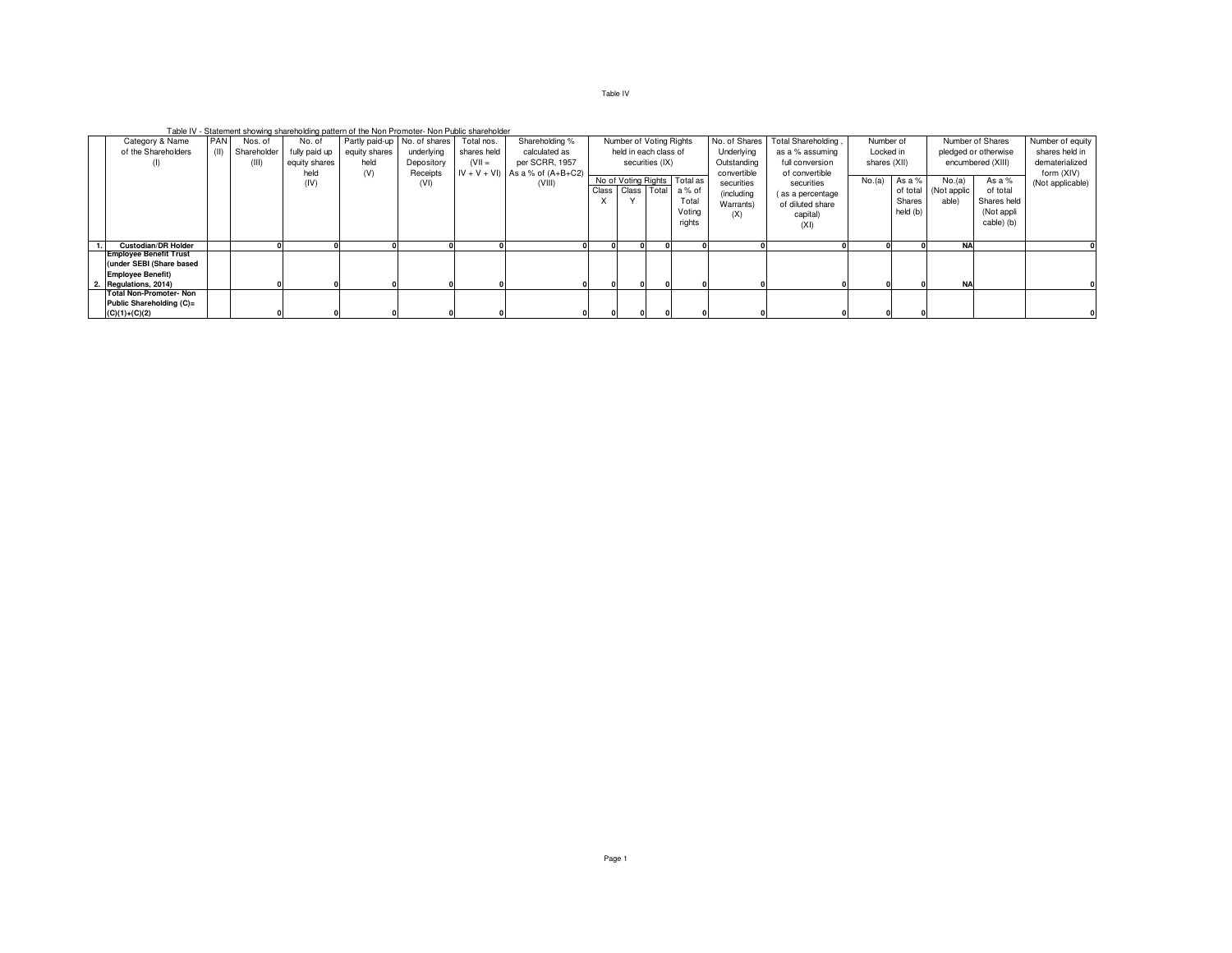Table IV - Statement showing shareholding pattern of the Non Promoter- Non Public shareholder

| | Category & Name of the Shareholders (I) | PAN (II) | Nos. of Shareholder (III) | No. of fully paid up equity shares held (IV) | Partly paid-up equity shares held (V) | No. of shares underlying Depository Receipts (VI) | Total nos. shares held (VII = IV + V + VI) | Shareholding % calculated as per SCRR, 1957 As a % of (A+B+C2) (VIII) | Number of Voting Rights held in each class of securities (IX) | | | | No. of Shares Underlying Outstanding convertible securities (including Warrants) (X) | Total Shareholding , as a % assuming full conversion of convertible securities ( as a percentage of diluted share capital) (XI) | Number of Locked in shares (XII) | | Number of Shares pledged or otherwise encumbered (XIII) | | Number of equity shares held in dematerialized form (XIV) (Not applicable) |
|---|---|---|---|---|---|---|---|---|---|---|---|---|---|---|---|---|---|---|---|
| | | | | | | | | | No of Voting Rights | | | Total as a % of Total Voting rights | | | No.(a) | As a % of total Shares held (b) | No.(a) (Not applicable) | As a % of total Shares held (Not applicable) (b) | |
| | | | | | | | | | Class X | Class Y | Total | | | | | | | | |
| 1. | Custodian/DR Holder | | 0 | 0 | 0 | 0 | 0 | 0 | 0 | 0 | 0 | 0 | 0 | 0 | 0 | 0 | NA | | 0 |
| 2. | Employee Benefit Trust (under SEBI (Share based Employee Benefit) Regulations, 2014) | | 0 | 0 | 0 | 0 | 0 | 0 | 0 | 0 | 0 | 0 | 0 | 0 | 0 | 0 | NA | | 0 |
| | Total Non-Promoter- Non Public Shareholding (C)= (C)(1)+(C)(2) | | 0 | 0 | 0 | 0 | 0 | 0 | 0 | 0 | 0 | 0 | 0 | 0 | 0 | 0 | | | 0 |